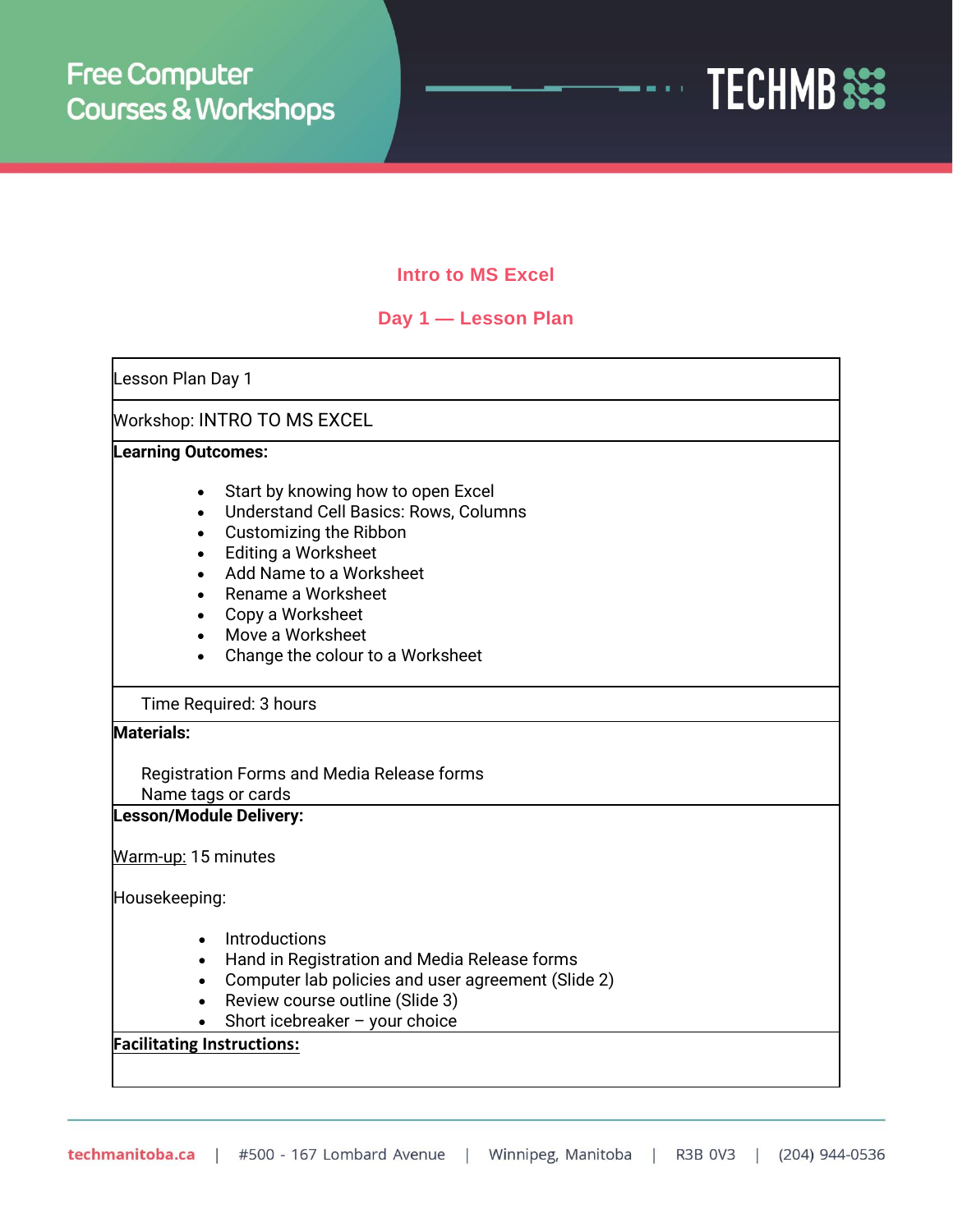## Intro to MS Excel

## Day 1 — Lesson Plan

Lesson Plan Day 1

Workshop: INTRO TO MS EXCEL

**Learning Outcomes:**

- Start by knowing how to open Excel
- Understand Cell Basics: Rows, Columns
- Customizing the Ribbon
- Editing a Worksheet
- Add Name to a Worksheet
- Rename a Worksheet
- Copy a Worksheet
- Move a Worksheet
- Change the colour to a Worksheet

Time Required: 3 hours

**Materials:**

Registration Forms and Media Release forms
Name tags or cards

**Lesson/Module Delivery:**

Warm-up: 15 minutes

Housekeeping:

- Introductions
- Hand in Registration and Media Release forms
- Computer lab policies and user agreement (Slide 2)
- Review course outline (Slide 3)
- Short icebreaker – your choice

**Facilitating Instructions:**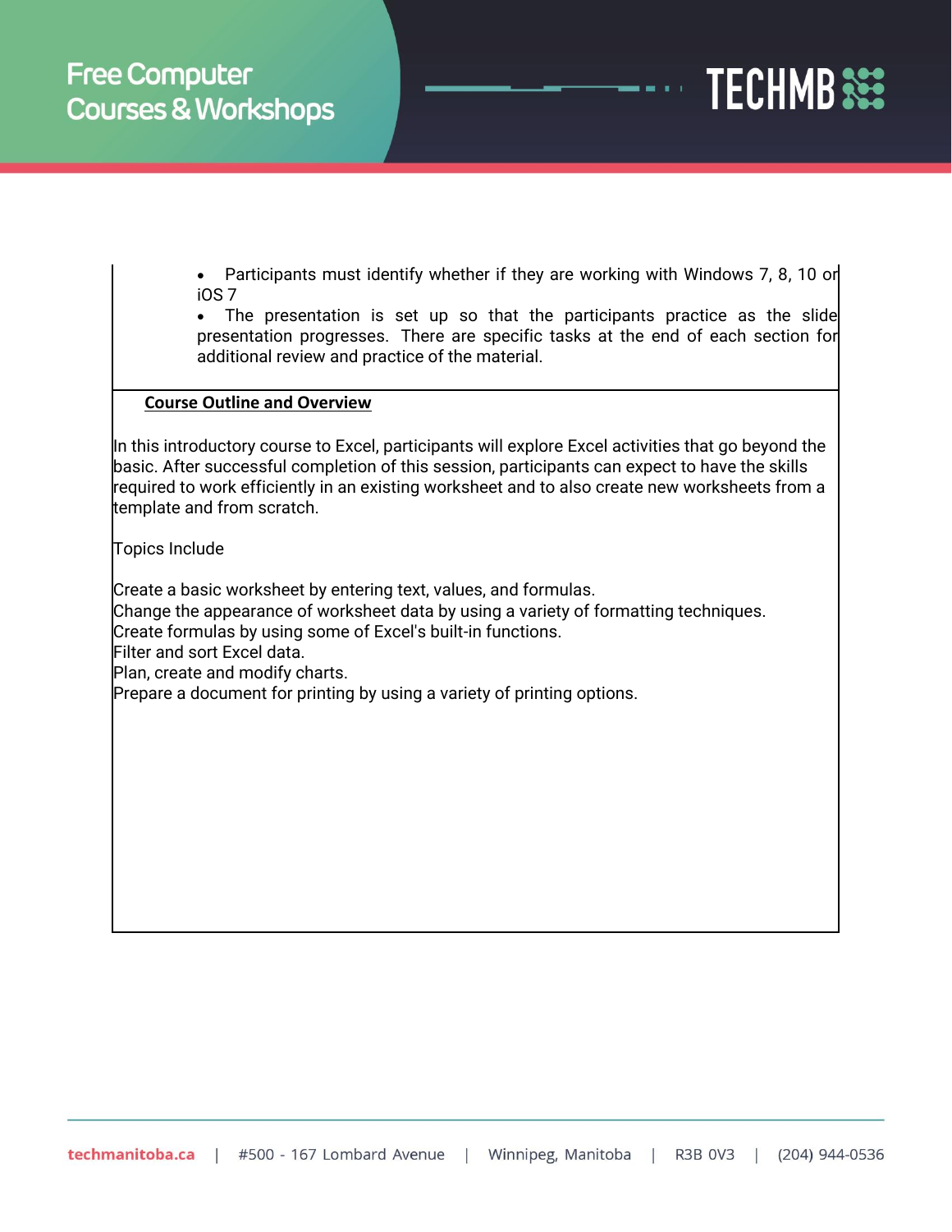- Participants must identify whether if they are working with Windows 7, 8, 10 or iOS 7
- The presentation is set up so that the participants practice as the slide presentation progresses. There are specific tasks at the end of each section for additional review and practice of the material.

**Course Outline and Overview**

In this introductory course to Excel, participants will explore Excel activities that go beyond the basic. After successful completion of this session, participants can expect to have the skills required to work efficiently in an existing worksheet and to also create new worksheets from a template and from scratch.

Topics Include

Create a basic worksheet by entering text, values, and formulas.
Change the appearance of worksheet data by using a variety of formatting techniques.
Create formulas by using some of Excel's built-in functions.
Filter and sort Excel data.
Plan, create and modify charts.
Prepare a document for printing by using a variety of printing options.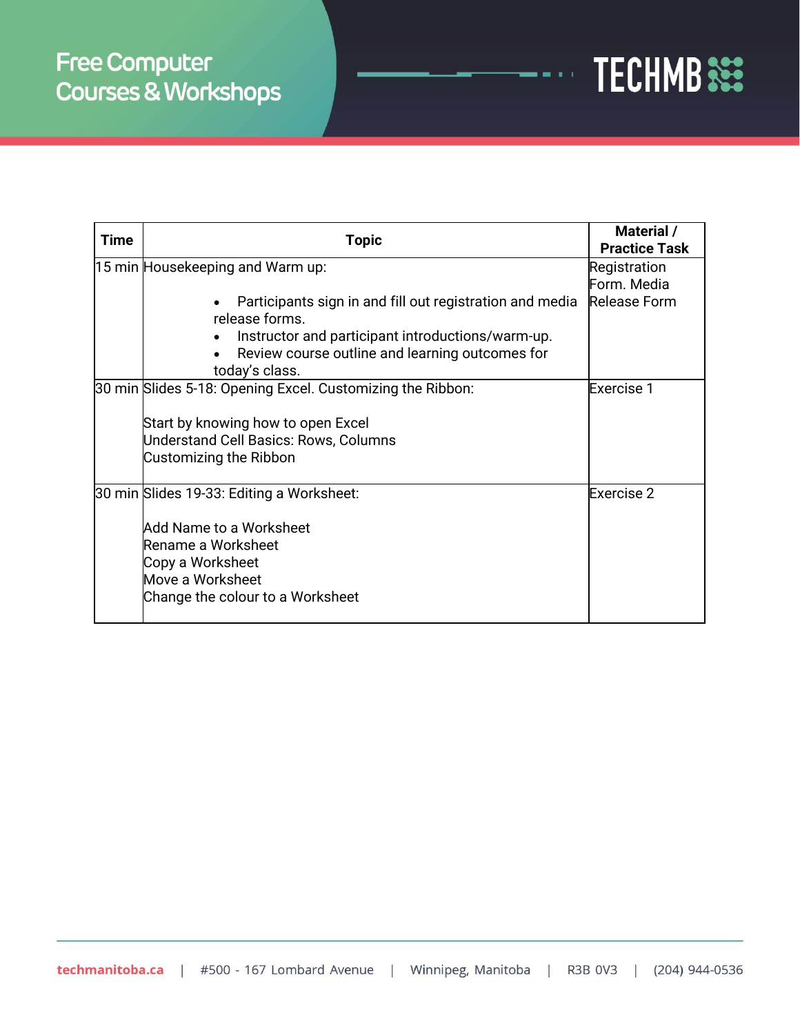| Time | Topic | Material / Practice Task |
|---|---|---|
| 15 min | Housekeeping and Warm up:<br><br>• Participants sign in and fill out registration and media release forms.<br>• Instructor and participant introductions/warm-up.<br>• Review course outline and learning outcomes for today's class. | Registration Form. Media Release Form |
| 30 min | Slides 5-18: Opening Excel. Customizing the Ribbon:<br><br>Start by knowing how to open Excel<br>Understand Cell Basics: Rows, Columns<br>Customizing the Ribbon | Exercise 1 |
| 30 min | Slides 19-33: Editing a Worksheet:<br><br>Add Name to a Worksheet<br>Rename a Worksheet<br>Copy a Worksheet<br>Move a Worksheet<br>Change the colour to a Worksheet | Exercise 2 |